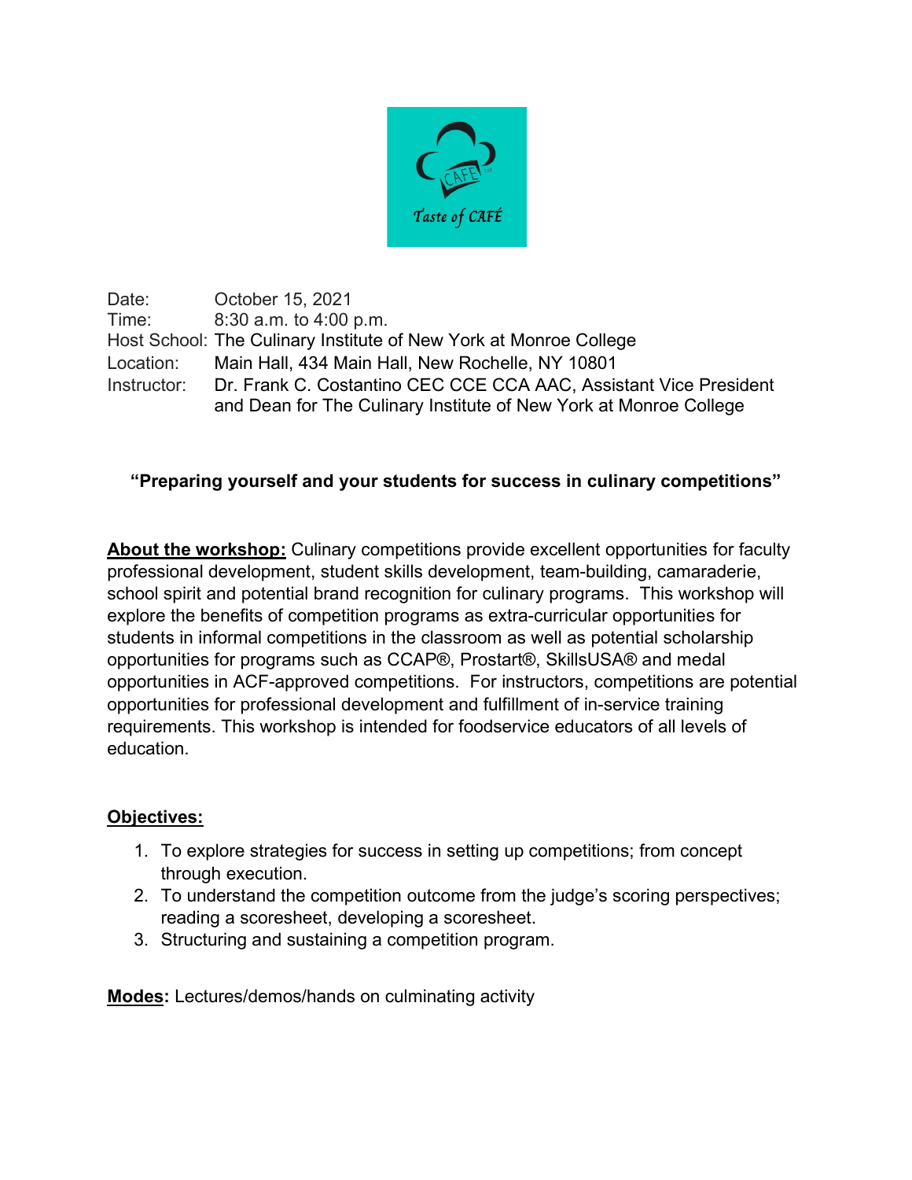Taste of CAFÉ

| | |
|---|---|
| Date: | October 15, 2021 |
| Time: | 8:30 a.m. to 4:00 p.m. |
| Host School: | The Culinary Institute of New York at Monroe College |
| Location: | Main Hall, 434 Main Hall, New Rochelle, NY 10801 |
| Instructor: | Dr. Frank C. Costantino CEC CCE CCA AAC, Assistant Vice President and Dean for The Culinary Institute of New York at Monroe College |

**"Preparing yourself and your students for success in culinary competitions"**

**About the workshop:** Culinary competitions provide excellent opportunities for faculty professional development, student skills development, team-building, camaraderie, school spirit and potential brand recognition for culinary programs. This workshop will explore the benefits of competition programs as extra-curricular opportunities for students in informal competitions in the classroom as well as potential scholarship opportunities for programs such as CCAP®, Prostart®, SkillsUSA® and medal opportunities in ACF-approved competitions. For instructors, competitions are potential opportunities for professional development and fulfillment of in-service training requirements. This workshop is intended for foodservice educators of all levels of education.

**Objectives:**

1. To explore strategies for success in setting up competitions; from concept through execution.
2. To understand the competition outcome from the judge's scoring perspectives; reading a scoresheet, developing a scoresheet.
3. Structuring and sustaining a competition program.

**Modes:** Lectures/demos/hands on culminating activity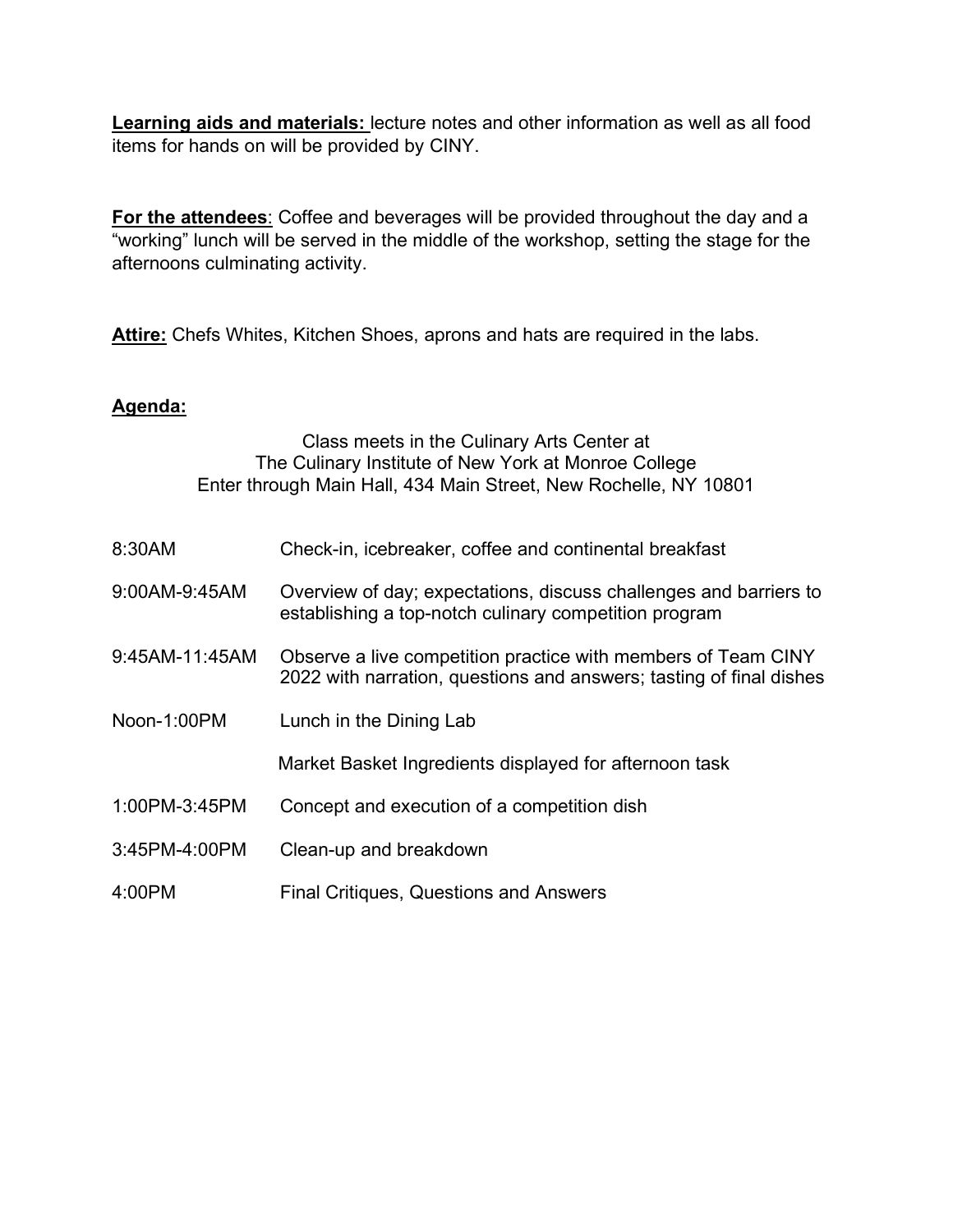**<u>Learning aids and materials:</u>** lecture notes and other information as well as all food items for hands on will be provided by CINY.

**<u>For the attendees</u>**: Coffee and beverages will be provided throughout the day and a "working" lunch will be served in the middle of the workshop, setting the stage for the afternoons culminating activity.

**<u>Attire:</u>** Chefs Whites, Kitchen Shoes, aprons and hats are required in the labs.

**<u>Agenda:</u>**

Class meets in the Culinary Arts Center at
The Culinary Institute of New York at Monroe College
Enter through Main Hall, 434 Main Street, New Rochelle, NY 10801

| | |
|---|---|
| 8:30AM | Check-in, icebreaker, coffee and continental breakfast |
| 9:00AM-9:45AM | Overview of day; expectations, discuss challenges and barriers to establishing a top-notch culinary competition program |
| 9:45AM-11:45AM | Observe a live competition practice with members of Team CINY 2022 with narration, questions and answers; tasting of final dishes |
| Noon-1:00PM | Lunch in the Dining Lab |
| | Market Basket Ingredients displayed for afternoon task |
| 1:00PM-3:45PM | Concept and execution of a competition dish |
| 3:45PM-4:00PM | Clean-up and breakdown |
| 4:00PM | Final Critiques, Questions and Answers |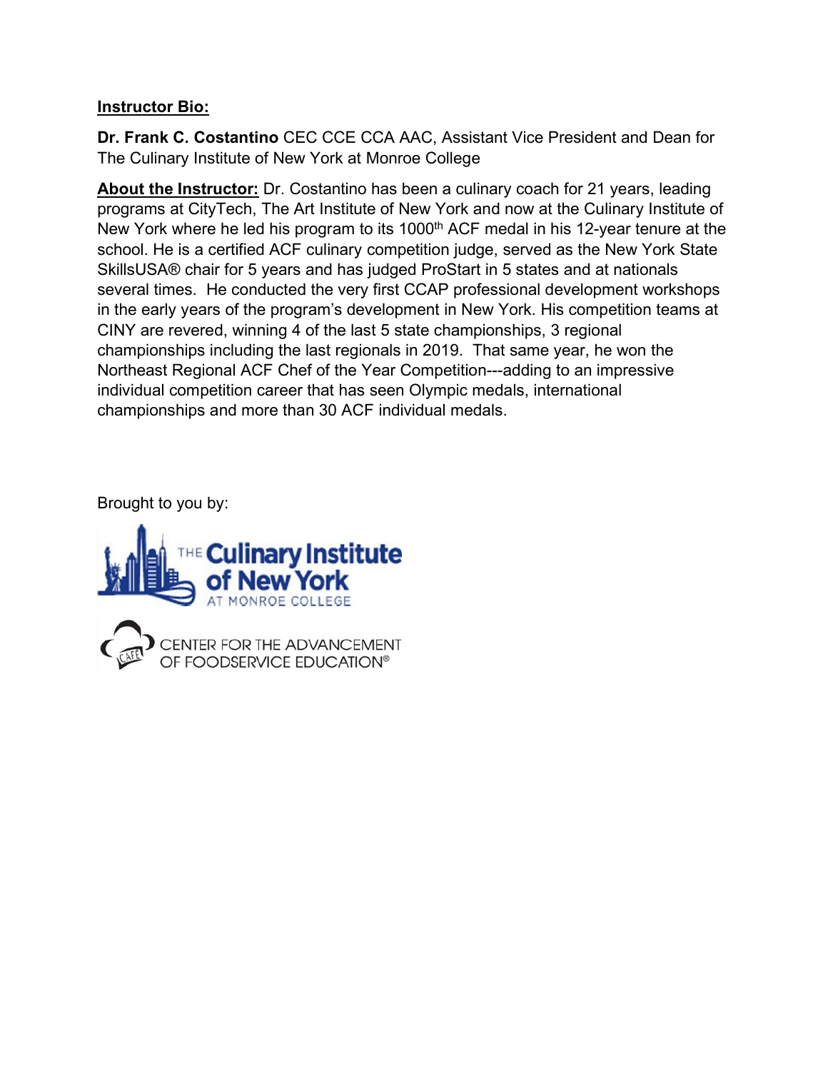**Instructor Bio:**

**Dr. Frank C. Costantino** CEC CCE CCA AAC, Assistant Vice President and Dean for The Culinary Institute of New York at Monroe College

**About the Instructor:** Dr. Costantino has been a culinary coach for 21 years, leading programs at CityTech, The Art Institute of New York and now at the Culinary Institute of New York where he led his program to its 1000th ACF medal in his 12-year tenure at the school. He is a certified ACF culinary competition judge, served as the New York State SkillsUSA® chair for 5 years and has judged ProStart in 5 states and at nationals several times. He conducted the very first CCAP professional development workshops in the early years of the program's development in New York. His competition teams at CINY are revered, winning 4 of the last 5 state championships, 3 regional championships including the last regionals in 2019. That same year, he won the Northeast Regional ACF Chef of the Year Competition---adding to an impressive individual competition career that has seen Olympic medals, international championships and more than 30 ACF individual medals.

Brought to you by:

THE Culinary Institute of New York AT MONROE COLLEGE

CENTER FOR THE ADVANCEMENT OF FOODSERVICE EDUCATION®